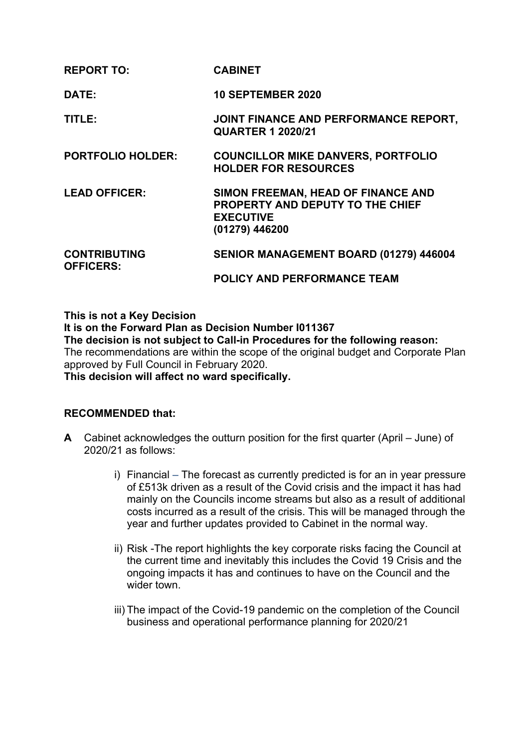| | |
|---|---|
| **REPORT TO:** | **CABINET** |
| **DATE:** | **10 SEPTEMBER 2020** |
| **TITLE:** | **JOINT FINANCE AND PERFORMANCE REPORT, QUARTER 1 2020/21** |
| **PORTFOLIO HOLDER:** | **COUNCILLOR MIKE DANVERS, PORTFOLIO HOLDER FOR RESOURCES** |
| **LEAD OFFICER:** | **SIMON FREEMAN, HEAD OF FINANCE AND PROPERTY AND DEPUTY TO THE CHIEF EXECUTIVE (01279) 446200** |
| **CONTRIBUTING OFFICERS:** | **SENIOR MANAGEMENT BOARD (01279) 446004** <br> **POLICY AND PERFORMANCE TEAM** |

**This is not a Key Decision**
**It is on the Forward Plan as Decision Number I011367**
**The decision is not subject to Call-in Procedures for the following reason:**
The recommendations are within the scope of the original budget and Corporate Plan approved by Full Council in February 2020.
**This decision will affect no ward specifically.**

**RECOMMENDED that:**

**A** Cabinet acknowledges the outturn position for the first quarter (April – June) of 2020/21 as follows:

i) Financial – The forecast as currently predicted is for an in year pressure of £513k driven as a result of the Covid crisis and the impact it has had mainly on the Councils income streams but also as a result of additional costs incurred as a result of the crisis. This will be managed through the year and further updates provided to Cabinet in the normal way.

ii) Risk -The report highlights the key corporate risks facing the Council at the current time and inevitably this includes the Covid 19 Crisis and the ongoing impacts it has and continues to have on the Council and the wider town.

iii) The impact of the Covid-19 pandemic on the completion of the Council business and operational performance planning for 2020/21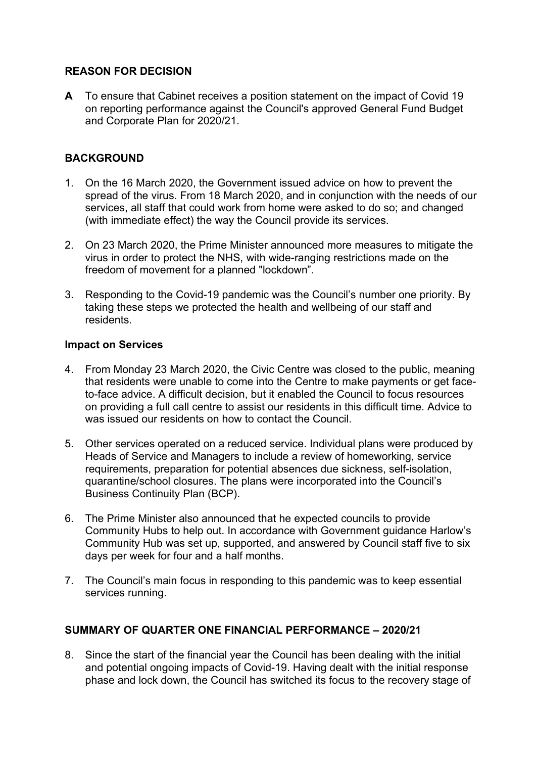## REASON FOR DECISION

**A** To ensure that Cabinet receives a position statement on the impact of Covid 19 on reporting performance against the Council's approved General Fund Budget and Corporate Plan for 2020/21.

## BACKGROUND

1. On the 16 March 2020, the Government issued advice on how to prevent the spread of the virus. From 18 March 2020, and in conjunction with the needs of our services, all staff that could work from home were asked to do so; and changed (with immediate effect) the way the Council provide its services.

2. On 23 March 2020, the Prime Minister announced more measures to mitigate the virus in order to protect the NHS, with wide-ranging restrictions made on the freedom of movement for a planned "lockdown".

3. Responding to the Covid-19 pandemic was the Council's number one priority. By taking these steps we protected the health and wellbeing of our staff and residents.

### Impact on Services

4. From Monday 23 March 2020, the Civic Centre was closed to the public, meaning that residents were unable to come into the Centre to make payments or get face-to-face advice. A difficult decision, but it enabled the Council to focus resources on providing a full call centre to assist our residents in this difficult time. Advice to was issued our residents on how to contact the Council.

5. Other services operated on a reduced service. Individual plans were produced by Heads of Service and Managers to include a review of homeworking, service requirements, preparation for potential absences due sickness, self-isolation, quarantine/school closures. The plans were incorporated into the Council's Business Continuity Plan (BCP).

6. The Prime Minister also announced that he expected councils to provide Community Hubs to help out. In accordance with Government guidance Harlow's Community Hub was set up, supported, and answered by Council staff five to six days per week for four and a half months.

7. The Council's main focus in responding to this pandemic was to keep essential services running.

## SUMMARY OF QUARTER ONE FINANCIAL PERFORMANCE – 2020/21

8. Since the start of the financial year the Council has been dealing with the initial and potential ongoing impacts of Covid-19. Having dealt with the initial response phase and lock down, the Council has switched its focus to the recovery stage of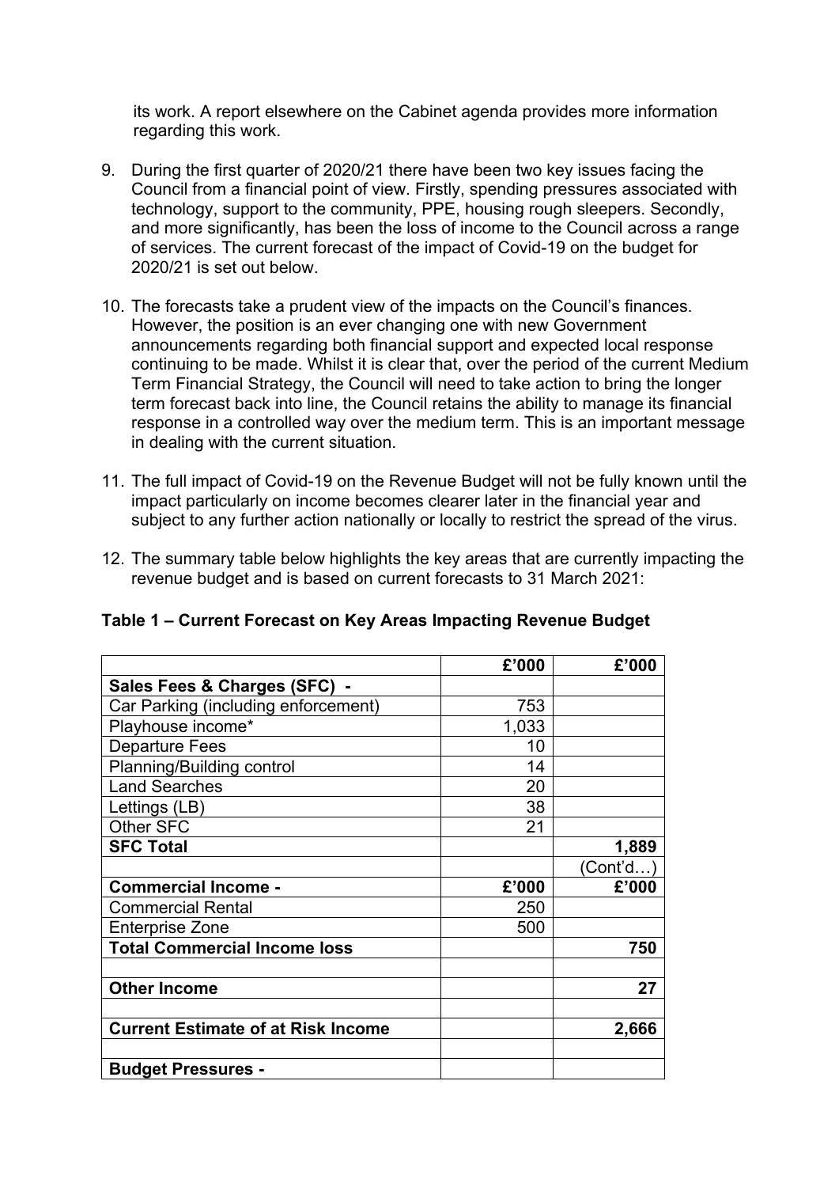its work. A report elsewhere on the Cabinet agenda provides more information regarding this work.

9. During the first quarter of 2020/21 there have been two key issues facing the Council from a financial point of view. Firstly, spending pressures associated with technology, support to the community, PPE, housing rough sleepers. Secondly, and more significantly, has been the loss of income to the Council across a range of services. The current forecast of the impact of Covid-19 on the budget for 2020/21 is set out below.

10. The forecasts take a prudent view of the impacts on the Council's finances. However, the position is an ever changing one with new Government announcements regarding both financial support and expected local response continuing to be made. Whilst it is clear that, over the period of the current Medium Term Financial Strategy, the Council will need to take action to bring the longer term forecast back into line, the Council retains the ability to manage its financial response in a controlled way over the medium term. This is an important message in dealing with the current situation.

11. The full impact of Covid-19 on the Revenue Budget will not be fully known until the impact particularly on income becomes clearer later in the financial year and subject to any further action nationally or locally to restrict the spread of the virus.

12. The summary table below highlights the key areas that are currently impacting the revenue budget and is based on current forecasts to 31 March 2021:

**Table 1 – Current Forecast on Key Areas Impacting Revenue Budget**

| | £'000 | £'000 |
|---|---|---|
| **Sales Fees & Charges (SFC) -** | | |
| Car Parking (including enforcement) | 753 | |
| Playhouse income* | 1,033 | |
| Departure Fees | 10 | |
| Planning/Building control | 14 | |
| Land Searches | 20 | |
| Lettings (LB) | 38 | |
| Other SFC | 21 | |
| **SFC Total** | | **1,889** |
| | | (Cont'd…) |
| **Commercial Income -** | **£'000** | **£'000** |
| Commercial Rental | 250 | |
| Enterprise Zone | 500 | |
| **Total Commercial Income loss** | | **750** |
| | | |
| **Other Income** | | **27** |
| | | |
| **Current Estimate of at Risk Income** | | **2,666** |
| | | |
| **Budget Pressures -** | | |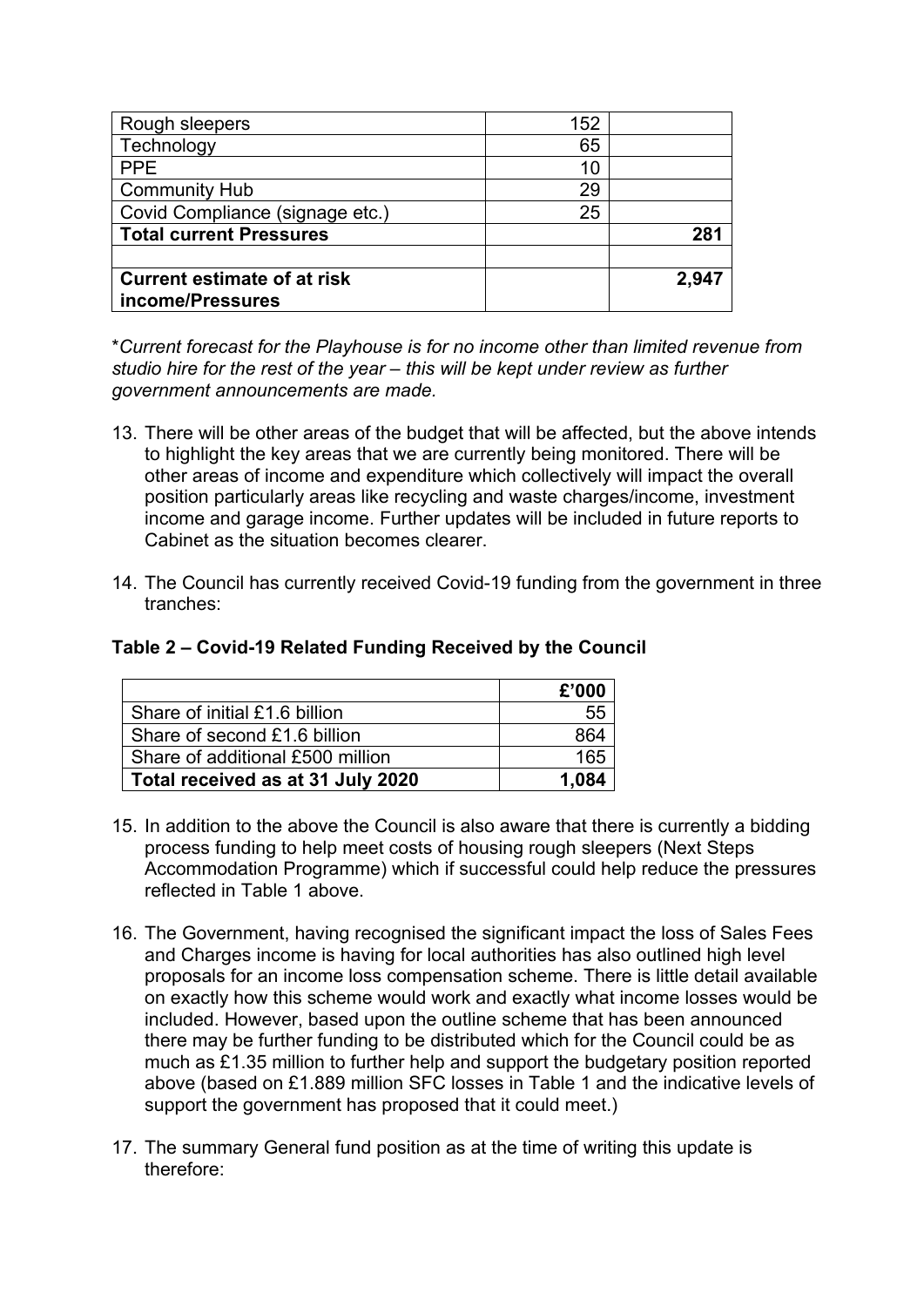| | | |
|---|---|---|
| Rough sleepers | 152 | |
| Technology | 65 | |
| PPE | 10 | |
| Community Hub | 29 | |
| Covid Compliance (signage etc.) | 25 | |
| **Total current Pressures** | | **281** |
| | | |
| **Current estimate of at risk income/Pressures** | | **2,947** |

**Current forecast for the Playhouse is for no income other than limited revenue from studio hire for the rest of the year – this will be kept under review as further government announcements are made.*

13. There will be other areas of the budget that will be affected, but the above intends to highlight the key areas that we are currently being monitored. There will be other areas of income and expenditure which collectively will impact the overall position particularly areas like recycling and waste charges/income, investment income and garage income. Further updates will be included in future reports to Cabinet as the situation becomes clearer.

14. The Council has currently received Covid-19 funding from the government in three tranches:

**Table 2 – Covid-19 Related Funding Received by the Council**

| | **£'000** |
|---|---|
| Share of initial £1.6 billion | 55 |
| Share of second £1.6 billion | 864 |
| Share of additional £500 million | 165 |
| **Total received as at 31 July 2020** | **1,084** |

15. In addition to the above the Council is also aware that there is currently a bidding process funding to help meet costs of housing rough sleepers (Next Steps Accommodation Programme) which if successful could help reduce the pressures reflected in Table 1 above.

16. The Government, having recognised the significant impact the loss of Sales Fees and Charges income is having for local authorities has also outlined high level proposals for an income loss compensation scheme. There is little detail available on exactly how this scheme would work and exactly what income losses would be included. However, based upon the outline scheme that has been announced there may be further funding to be distributed which for the Council could be as much as £1.35 million to further help and support the budgetary position reported above (based on £1.889 million SFC losses in Table 1 and the indicative levels of support the government has proposed that it could meet.)

17. The summary General fund position as at the time of writing this update is therefore: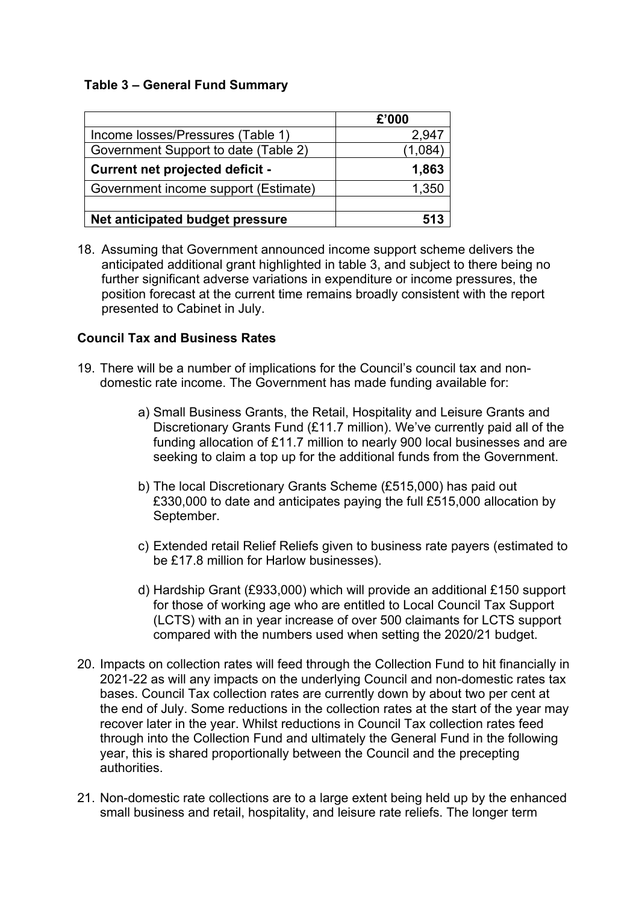**Table 3 – General Fund Summary**

| | £'000 |
|---|---|
| Income losses/Pressures (Table 1) | 2,947 |
| Government Support to date (Table 2) | (1,084) |
| **Current net projected deficit -** | **1,863** |
| Government income support (Estimate) | 1,350 |
| | |
| **Net anticipated budget pressure** | **513** |

18. Assuming that Government announced income support scheme delivers the anticipated additional grant highlighted in table 3, and subject to there being no further significant adverse variations in expenditure or income pressures, the position forecast at the current time remains broadly consistent with the report presented to Cabinet in July.

**Council Tax and Business Rates**

19. There will be a number of implications for the Council's council tax and non-domestic rate income. The Government has made funding available for:

    a) Small Business Grants, the Retail, Hospitality and Leisure Grants and Discretionary Grants Fund (£11.7 million). We've currently paid all of the funding allocation of £11.7 million to nearly 900 local businesses and are seeking to claim a top up for the additional funds from the Government.

    b) The local Discretionary Grants Scheme (£515,000) has paid out £330,000 to date and anticipates paying the full £515,000 allocation by September.

    c) Extended retail Relief Reliefs given to business rate payers (estimated to be £17.8 million for Harlow businesses).

    d) Hardship Grant (£933,000) which will provide an additional £150 support for those of working age who are entitled to Local Council Tax Support (LCTS) with an in year increase of over 500 claimants for LCTS support compared with the numbers used when setting the 2020/21 budget.

20. Impacts on collection rates will feed through the Collection Fund to hit financially in 2021-22 as will any impacts on the underlying Council and non-domestic rates tax bases. Council Tax collection rates are currently down by about two per cent at the end of July. Some reductions in the collection rates at the start of the year may recover later in the year. Whilst reductions in Council Tax collection rates feed through into the Collection Fund and ultimately the General Fund in the following year, this is shared proportionally between the Council and the precepting authorities.

21. Non-domestic rate collections are to a large extent being held up by the enhanced small business and retail, hospitality, and leisure rate reliefs. The longer term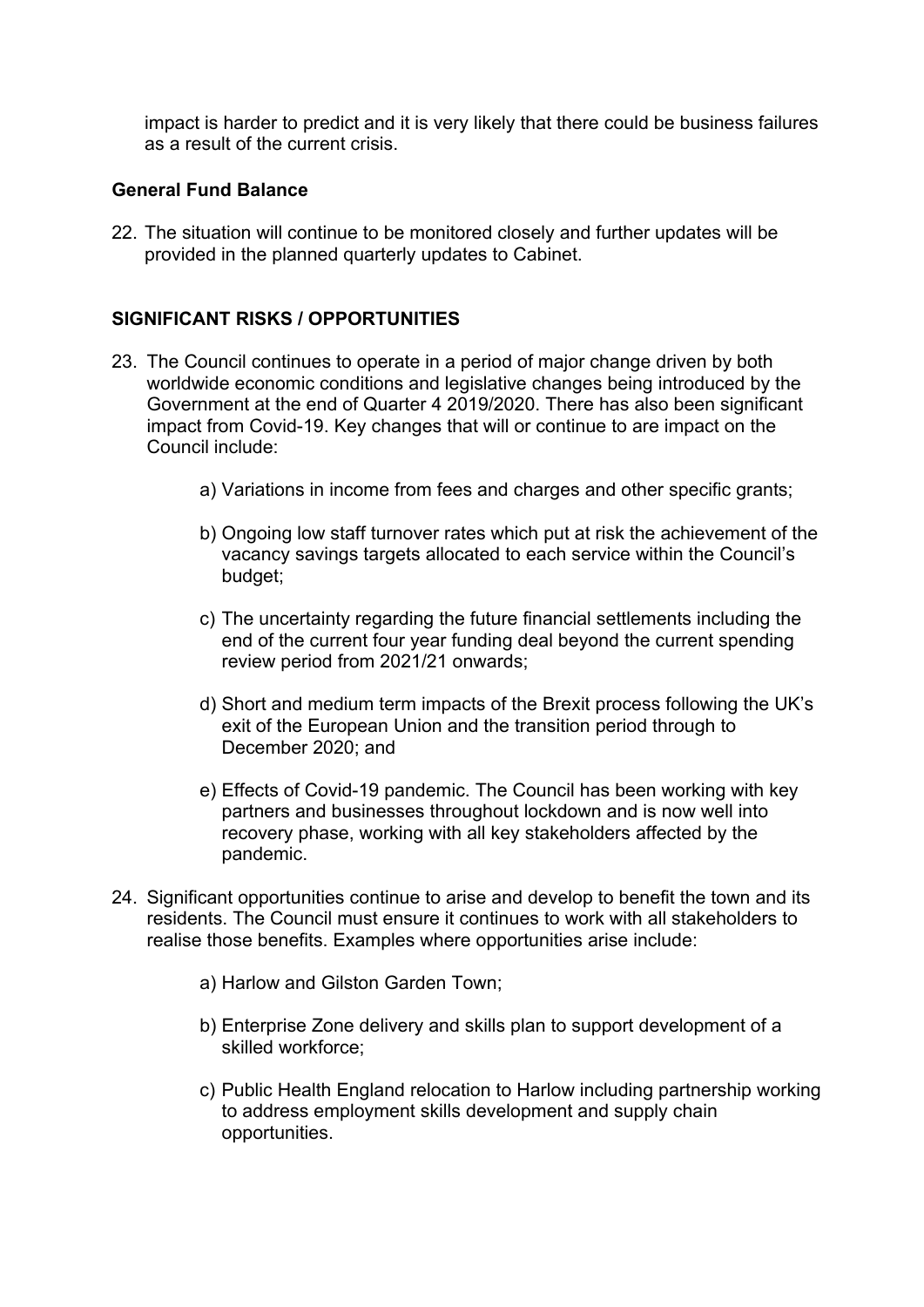impact is harder to predict and it is very likely that there could be business failures as a result of the current crisis.

**General Fund Balance**

22. The situation will continue to be monitored closely and further updates will be provided in the planned quarterly updates to Cabinet.

## SIGNIFICANT RISKS / OPPORTUNITIES

23. The Council continues to operate in a period of major change driven by both worldwide economic conditions and legislative changes being introduced by the Government at the end of Quarter 4 2019/2020. There has also been significant impact from Covid-19. Key changes that will or continue to are impact on the Council include:

    a) Variations in income from fees and charges and other specific grants;

    b) Ongoing low staff turnover rates which put at risk the achievement of the vacancy savings targets allocated to each service within the Council's budget;

    c) The uncertainty regarding the future financial settlements including the end of the current four year funding deal beyond the current spending review period from 2021/21 onwards;

    d) Short and medium term impacts of the Brexit process following the UK's exit of the European Union and the transition period through to December 2020; and

    e) Effects of Covid-19 pandemic. The Council has been working with key partners and businesses throughout lockdown and is now well into recovery phase, working with all key stakeholders affected by the pandemic.

24. Significant opportunities continue to arise and develop to benefit the town and its residents. The Council must ensure it continues to work with all stakeholders to realise those benefits. Examples where opportunities arise include:

    a) Harlow and Gilston Garden Town;

    b) Enterprise Zone delivery and skills plan to support development of a skilled workforce;

    c) Public Health England relocation to Harlow including partnership working to address employment skills development and supply chain opportunities.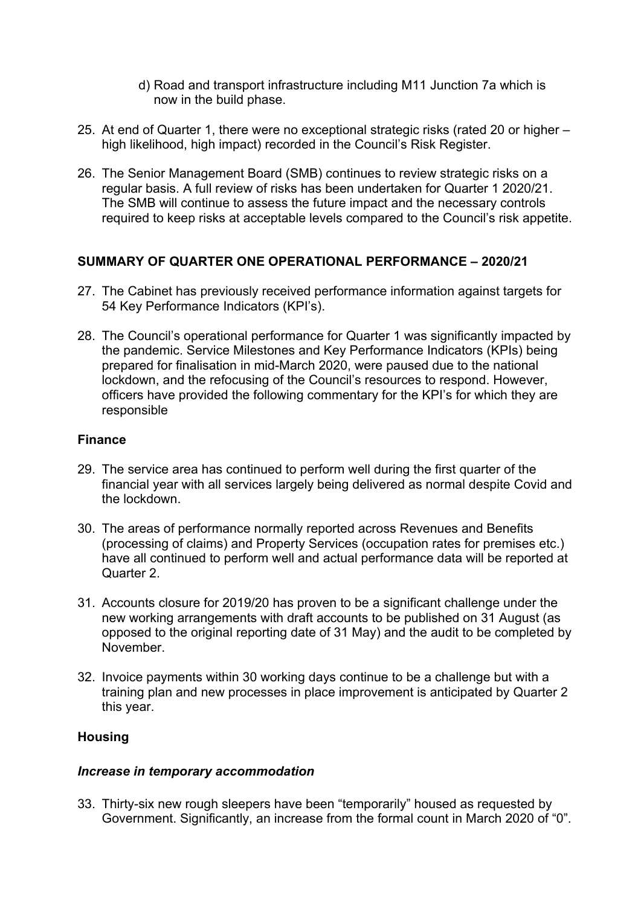d) Road and transport infrastructure including M11 Junction 7a which is now in the build phase.

25. At end of Quarter 1, there were no exceptional strategic risks (rated 20 or higher – high likelihood, high impact) recorded in the Council's Risk Register.

26. The Senior Management Board (SMB) continues to review strategic risks on a regular basis. A full review of risks has been undertaken for Quarter 1 2020/21. The SMB will continue to assess the future impact and the necessary controls required to keep risks at acceptable levels compared to the Council's risk appetite.

## SUMMARY OF QUARTER ONE OPERATIONAL PERFORMANCE – 2020/21

27. The Cabinet has previously received performance information against targets for 54 Key Performance Indicators (KPI's).

28. The Council's operational performance for Quarter 1 was significantly impacted by the pandemic. Service Milestones and Key Performance Indicators (KPIs) being prepared for finalisation in mid-March 2020, were paused due to the national lockdown, and the refocusing of the Council's resources to respond. However, officers have provided the following commentary for the KPI's for which they are responsible

### Finance

29. The service area has continued to perform well during the first quarter of the financial year with all services largely being delivered as normal despite Covid and the lockdown.

30. The areas of performance normally reported across Revenues and Benefits (processing of claims) and Property Services (occupation rates for premises etc.) have all continued to perform well and actual performance data will be reported at Quarter 2.

31. Accounts closure for 2019/20 has proven to be a significant challenge under the new working arrangements with draft accounts to be published on 31 August (as opposed to the original reporting date of 31 May) and the audit to be completed by November.

32. Invoice payments within 30 working days continue to be a challenge but with a training plan and new processes in place improvement is anticipated by Quarter 2 this year.

### Housing

#### *Increase in temporary accommodation*

33. Thirty-six new rough sleepers have been "temporarily" housed as requested by Government. Significantly, an increase from the formal count in March 2020 of "0".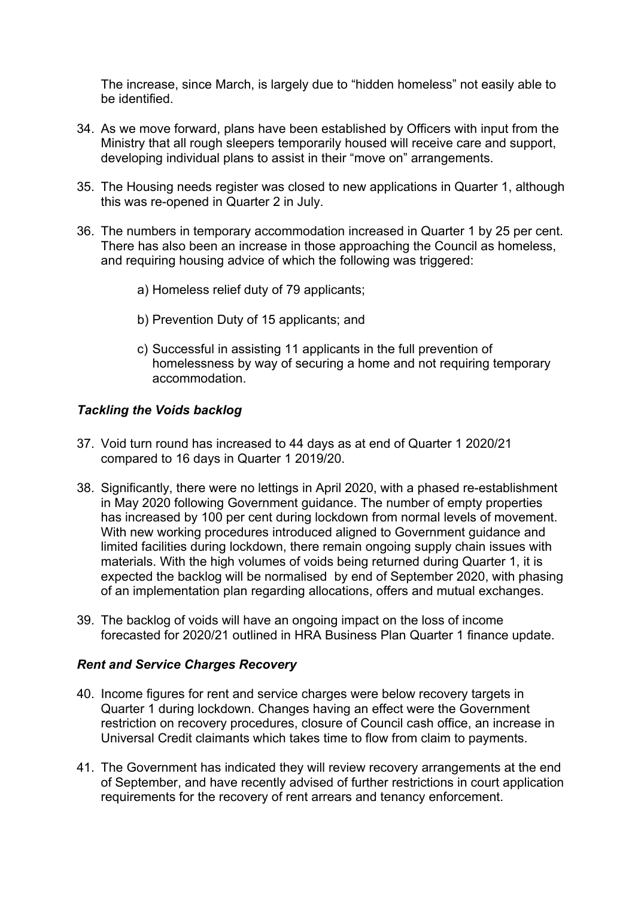The increase, since March, is largely due to “hidden homeless” not easily able to be identified.

34. As we move forward, plans have been established by Officers with input from the Ministry that all rough sleepers temporarily housed will receive care and support, developing individual plans to assist in their “move on” arrangements.

35. The Housing needs register was closed to new applications in Quarter 1, although this was re-opened in Quarter 2 in July.

36. The numbers in temporary accommodation increased in Quarter 1 by 25 per cent. There has also been an increase in those approaching the Council as homeless, and requiring housing advice of which the following was triggered:

    a) Homeless relief duty of 79 applicants;

    b) Prevention Duty of 15 applicants; and

    c) Successful in assisting 11 applicants in the full prevention of homelessness by way of securing a home and not requiring temporary accommodation.

### *Tackling the Voids backlog*

37. Void turn round has increased to 44 days as at end of Quarter 1 2020/21 compared to 16 days in Quarter 1 2019/20.

38. Significantly, there were no lettings in April 2020, with a phased re-establishment in May 2020 following Government guidance. The number of empty properties has increased by 100 per cent during lockdown from normal levels of movement. With new working procedures introduced aligned to Government guidance and limited facilities during lockdown, there remain ongoing supply chain issues with materials. With the high volumes of voids being returned during Quarter 1, it is expected the backlog will be normalised by end of September 2020, with phasing of an implementation plan regarding allocations, offers and mutual exchanges.

39. The backlog of voids will have an ongoing impact on the loss of income forecasted for 2020/21 outlined in HRA Business Plan Quarter 1 finance update.

### *Rent and Service Charges Recovery*

40. Income figures for rent and service charges were below recovery targets in Quarter 1 during lockdown. Changes having an effect were the Government restriction on recovery procedures, closure of Council cash office, an increase in Universal Credit claimants which takes time to flow from claim to payments.

41. The Government has indicated they will review recovery arrangements at the end of September, and have recently advised of further restrictions in court application requirements for the recovery of rent arrears and tenancy enforcement.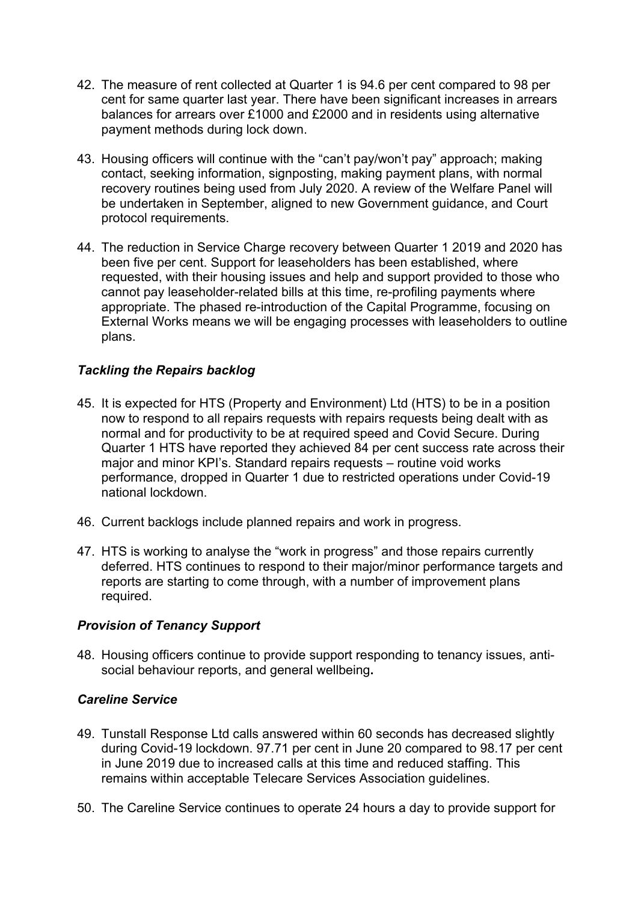42. The measure of rent collected at Quarter 1 is 94.6 per cent compared to 98 per cent for same quarter last year. There have been significant increases in arrears balances for arrears over £1000 and £2000 and in residents using alternative payment methods during lock down.

43. Housing officers will continue with the “can’t pay/won’t pay” approach; making contact, seeking information, signposting, making payment plans, with normal recovery routines being used from July 2020. A review of the Welfare Panel will be undertaken in September, aligned to new Government guidance, and Court protocol requirements.

44. The reduction in Service Charge recovery between Quarter 1 2019 and 2020 has been five per cent. Support for leaseholders has been established, where requested, with their housing issues and help and support provided to those who cannot pay leaseholder-related bills at this time, re-profiling payments where appropriate. The phased re-introduction of the Capital Programme, focusing on External Works means we will be engaging processes with leaseholders to outline plans.

### *Tackling the Repairs backlog*

45. It is expected for HTS (Property and Environment) Ltd (HTS) to be in a position now to respond to all repairs requests with repairs requests being dealt with as normal and for productivity to be at required speed and Covid Secure. During Quarter 1 HTS have reported they achieved 84 per cent success rate across their major and minor KPI’s. Standard repairs requests – routine void works performance, dropped in Quarter 1 due to restricted operations under Covid-19 national lockdown.

46. Current backlogs include planned repairs and work in progress.

47. HTS is working to analyse the “work in progress” and those repairs currently deferred. HTS continues to respond to their major/minor performance targets and reports are starting to come through, with a number of improvement plans required.

### *Provision of Tenancy Support*

48. Housing officers continue to provide support responding to tenancy issues, anti-social behaviour reports, and general wellbeing**.**

### *Careline Service*

49. Tunstall Response Ltd calls answered within 60 seconds has decreased slightly during Covid-19 lockdown. 97.71 per cent in June 20 compared to 98.17 per cent in June 2019 due to increased calls at this time and reduced staffing. This remains within acceptable Telecare Services Association guidelines.

50. The Careline Service continues to operate 24 hours a day to provide support for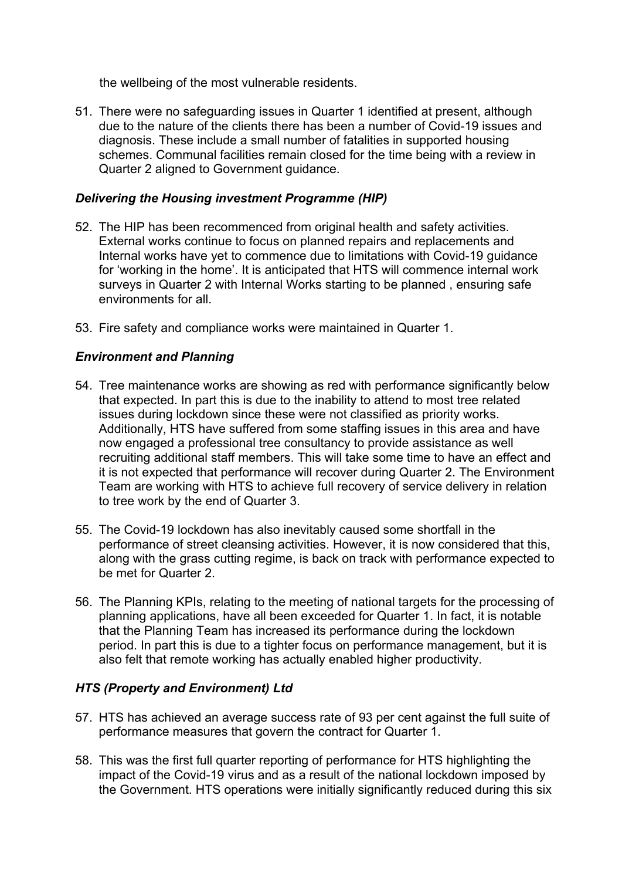the wellbeing of the most vulnerable residents.

51. There were no safeguarding issues in Quarter 1 identified at present, although due to the nature of the clients there has been a number of Covid-19 issues and diagnosis. These include a small number of fatalities in supported housing schemes. Communal facilities remain closed for the time being with a review in Quarter 2 aligned to Government guidance.

### *Delivering the Housing investment Programme (HIP)*

52. The HIP has been recommenced from original health and safety activities. External works continue to focus on planned repairs and replacements and Internal works have yet to commence due to limitations with Covid-19 guidance for 'working in the home'. It is anticipated that HTS will commence internal work surveys in Quarter 2 with Internal Works starting to be planned , ensuring safe environments for all.

53. Fire safety and compliance works were maintained in Quarter 1.

### *Environment and Planning*

54. Tree maintenance works are showing as red with performance significantly below that expected. In part this is due to the inability to attend to most tree related issues during lockdown since these were not classified as priority works. Additionally, HTS have suffered from some staffing issues in this area and have now engaged a professional tree consultancy to provide assistance as well recruiting additional staff members. This will take some time to have an effect and it is not expected that performance will recover during Quarter 2. The Environment Team are working with HTS to achieve full recovery of service delivery in relation to tree work by the end of Quarter 3.

55. The Covid-19 lockdown has also inevitably caused some shortfall in the performance of street cleansing activities. However, it is now considered that this, along with the grass cutting regime, is back on track with performance expected to be met for Quarter 2.

56. The Planning KPIs, relating to the meeting of national targets for the processing of planning applications, have all been exceeded for Quarter 1. In fact, it is notable that the Planning Team has increased its performance during the lockdown period. In part this is due to a tighter focus on performance management, but it is also felt that remote working has actually enabled higher productivity.

### *HTS (Property and Environment) Ltd*

57. HTS has achieved an average success rate of 93 per cent against the full suite of performance measures that govern the contract for Quarter 1.

58. This was the first full quarter reporting of performance for HTS highlighting the impact of the Covid-19 virus and as a result of the national lockdown imposed by the Government. HTS operations were initially significantly reduced during this six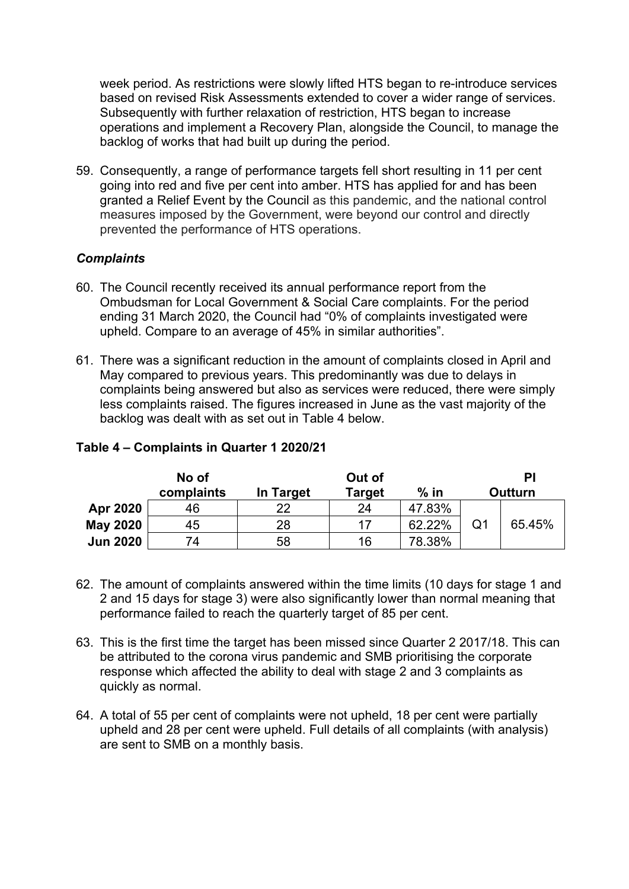week period. As restrictions were slowly lifted HTS began to re-introduce services based on revised Risk Assessments extended to cover a wider range of services. Subsequently with further relaxation of restriction, HTS began to increase operations and implement a Recovery Plan, alongside the Council, to manage the backlog of works that had built up during the period.

59. Consequently, a range of performance targets fell short resulting in 11 per cent going into red and five per cent into amber. HTS has applied for and has been granted a Relief Event by the Council as this pandemic, and the national control measures imposed by the Government, were beyond our control and directly prevented the performance of HTS operations.

### *Complaints*

60. The Council recently received its annual performance report from the Ombudsman for Local Government & Social Care complaints. For the period ending 31 March 2020, the Council had "0% of complaints investigated were upheld. Compare to an average of 45% in similar authorities".

61. There was a significant reduction in the amount of complaints closed in April and May compared to previous years. This predominantly was due to delays in complaints being answered but also as services were reduced, there were simply less complaints raised. The figures increased in June as the vast majority of the backlog was dealt with as set out in Table 4 below.

**Table 4 – Complaints in Quarter 1 2020/21**

| | No of complaints | In Target | Out of Target | % in | PI Outturn | |
|---|---|---|---|---|---|---|
| **Apr 2020** | 46 | 22 | 24 | 47.83% | Q1 | 65.45% |
| **May 2020** | 45 | 28 | 17 | 62.22% | | |
| **Jun 2020** | 74 | 58 | 16 | 78.38% | | |

62. The amount of complaints answered within the time limits (10 days for stage 1 and 2 and 15 days for stage 3) were also significantly lower than normal meaning that performance failed to reach the quarterly target of 85 per cent.

63. This is the first time the target has been missed since Quarter 2 2017/18. This can be attributed to the corona virus pandemic and SMB prioritising the corporate response which affected the ability to deal with stage 2 and 3 complaints as quickly as normal.

64. A total of 55 per cent of complaints were not upheld, 18 per cent were partially upheld and 28 per cent were upheld. Full details of all complaints (with analysis) are sent to SMB on a monthly basis.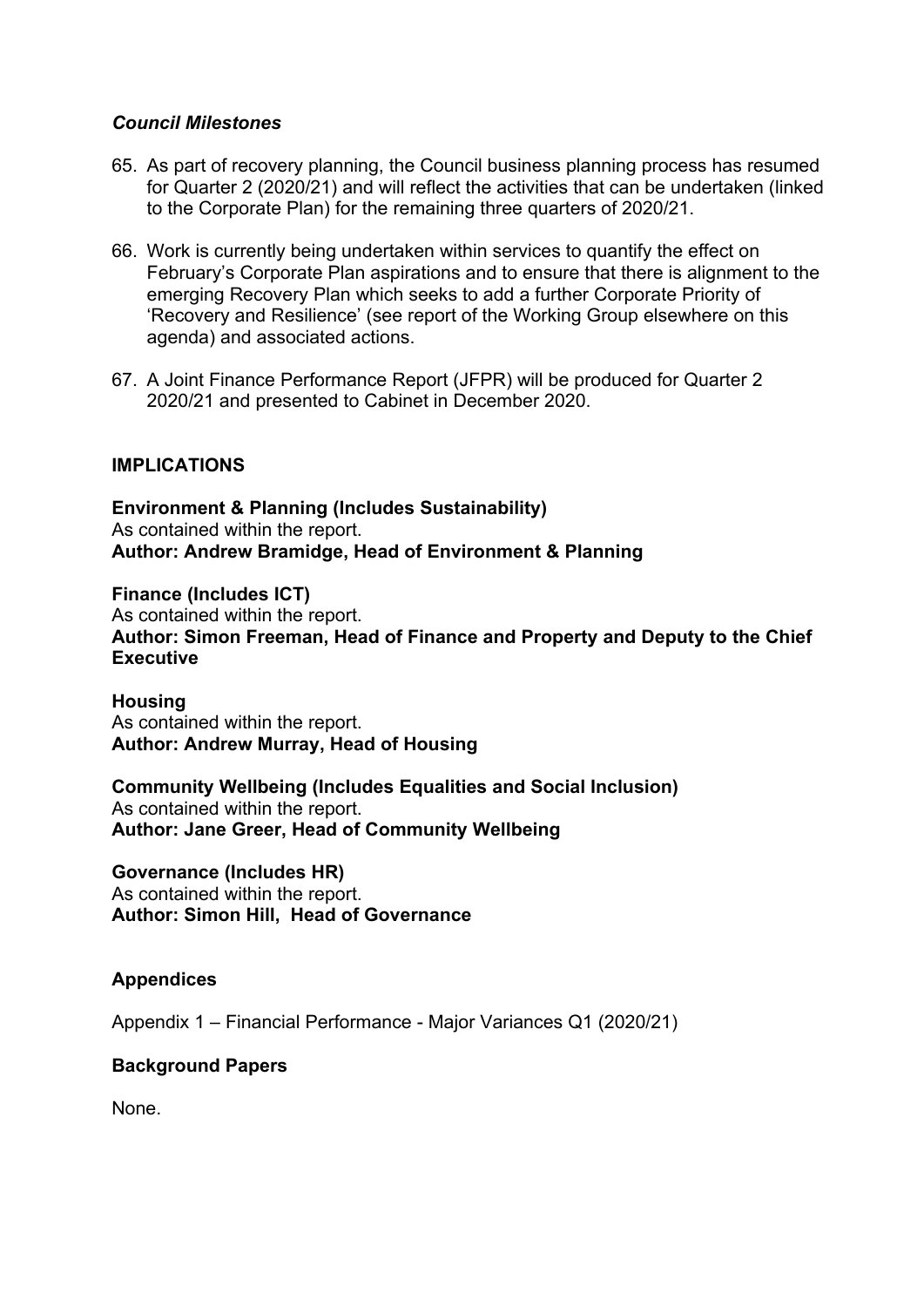### *Council Milestones*

65. As part of recovery planning, the Council business planning process has resumed for Quarter 2 (2020/21) and will reflect the activities that can be undertaken (linked to the Corporate Plan) for the remaining three quarters of 2020/21.

66. Work is currently being undertaken within services to quantify the effect on February's Corporate Plan aspirations and to ensure that there is alignment to the emerging Recovery Plan which seeks to add a further Corporate Priority of 'Recovery and Resilience' (see report of the Working Group elsewhere on this agenda) and associated actions.

67. A Joint Finance Performance Report (JFPR) will be produced for Quarter 2 2020/21 and presented to Cabinet in December 2020.

## IMPLICATIONS

**Environment & Planning (Includes Sustainability)**
As contained within the report.
**Author: Andrew Bramidge, Head of Environment & Planning**

**Finance (Includes ICT)**
As contained within the report.
**Author: Simon Freeman, Head of Finance and Property and Deputy to the Chief Executive**

**Housing**
As contained within the report.
**Author: Andrew Murray, Head of Housing**

**Community Wellbeing (Includes Equalities and Social Inclusion)**
As contained within the report.
**Author: Jane Greer, Head of Community Wellbeing**

**Governance (Includes HR)**
As contained within the report.
**Author: Simon Hill, Head of Governance**

## Appendices

Appendix 1 – Financial Performance - Major Variances Q1 (2020/21)

## Background Papers

None.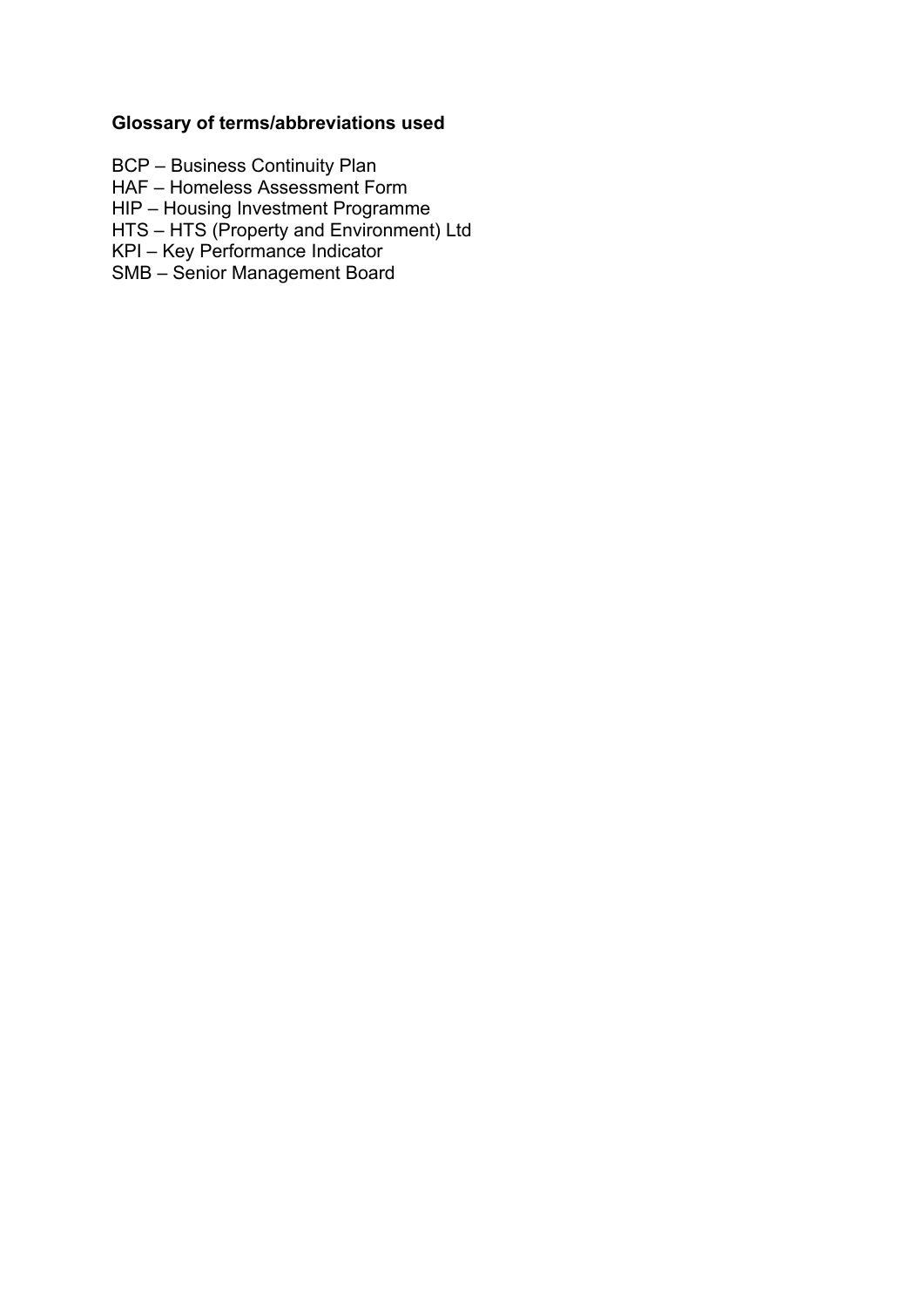**Glossary of terms/abbreviations used**

BCP – Business Continuity Plan
HAF – Homeless Assessment Form
HIP – Housing Investment Programme
HTS – HTS (Property and Environment) Ltd
KPI – Key Performance Indicator
SMB – Senior Management Board